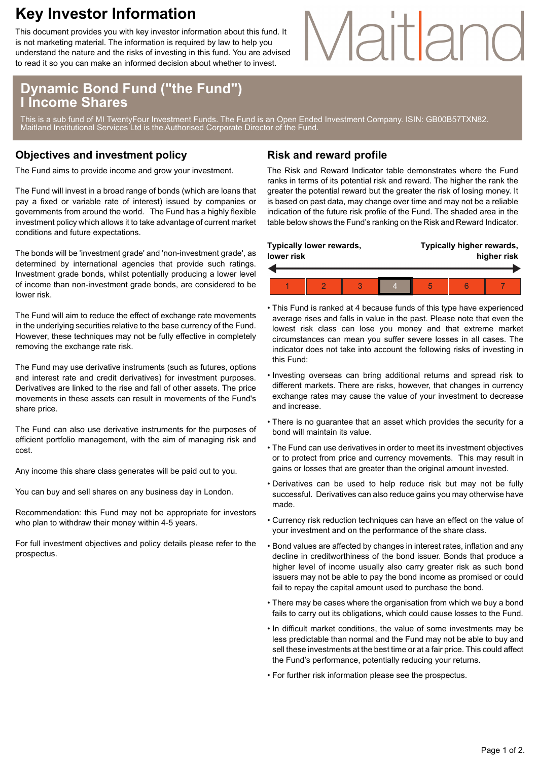# Key Investor Information

This document provides you with key investor information about this fund. It is not marketing material. The information is required by law to help you understand the nature and the risks of investing in this fund. You are advised to read it so you can make an informed decision about whether to invest.

Maitland

## Dynamic Bond Fund ("the Fund") I Income Shares

This is a sub fund of MI TwentyFour Investment Funds. The Fund is an Open Ended Investment Company. ISIN: GB00B57TXN82. Maitland Institutional Services Ltd is the Authorised Corporate Director of the Fund.

## Objectives and investment policy

The Fund aims to provide income and grow your investment.

The Fund will invest in a broad range of bonds (which are loans that pay a fixed or variable rate of interest) issued by companies or governments from around the world. The Fund has a highly flexible investment policy which allows it to take advantage of current market conditions and future expectations.

The bonds will be 'investment grade' and 'non-investment grade', as determined by international agencies that provide such ratings. Investment grade bonds, whilst potentially producing a lower level of income than non-investment grade bonds, are considered to be lower risk.

The Fund will aim to reduce the effect of exchange rate movements in the underlying securities relative to the base currency of the Fund. However, these techniques may not be fully effective in completely removing the exchange rate risk.

The Fund may use derivative instruments (such as futures, options and interest rate and credit derivatives) for investment purposes. Derivatives are linked to the rise and fall of other assets. The price movements in these assets can result in movements of the Fund's share price.

The Fund can also use derivative instruments for the purposes of efficient portfolio management, with the aim of managing risk and cost.

Any income this share class generates will be paid out to you.

You can buy and sell shares on any business day in London.

Recommendation: this Fund may not be appropriate for investors who plan to withdraw their money within 4-5 years.

For full investment objectives and policy details please refer to the prospectus.

## Risk and reward profile

The Risk and Reward Indicator table demonstrates where the Fund ranks in terms of its potential risk and reward. The higher the rank the greater the potential reward but the greater the risk of losing money. It is based on past data, may change over time and may not be a reliable indication of the future risk profile of the Fund. The shaded area in the table below shows the Fund's ranking on the Risk and Reward Indicator.

**Typically lower rewards, lower risk** ← → **Typically higher rewards, higher risk**

| 1 | 2 | 3 | **4** | 5 | 6 | 7 |
|---|---|---|---|---|---|---|

- This Fund is ranked at 4 because funds of this type have experienced average rises and falls in value in the past. Please note that even the lowest risk class can lose you money and that extreme market circumstances can mean you suffer severe losses in all cases. The indicator does not take into account the following risks of investing in this Fund:
- Investing overseas can bring additional returns and spread risk to different markets. There are risks, however, that changes in currency exchange rates may cause the value of your investment to decrease and increase.
- There is no guarantee that an asset which provides the security for a bond will maintain its value.
- The Fund can use derivatives in order to meet its investment objectives or to protect from price and currency movements. This may result in gains or losses that are greater than the original amount invested.
- Derivatives can be used to help reduce risk but may not be fully successful. Derivatives can also reduce gains you may otherwise have made.
- Currency risk reduction techniques can have an effect on the value of your investment and on the performance of the share class.
- Bond values are affected by changes in interest rates, inflation and any decline in creditworthiness of the bond issuer. Bonds that produce a higher level of income usually also carry greater risk as such bond issuers may not be able to pay the bond income as promised or could fail to repay the capital amount used to purchase the bond.
- There may be cases where the organisation from which we buy a bond fails to carry out its obligations, which could cause losses to the Fund.
- In difficult market conditions, the value of some investments may be less predictable than normal and the Fund may not be able to buy and sell these investments at the best time or at a fair price. This could affect the Fund's performance, potentially reducing your returns.
- For further risk information please see the prospectus.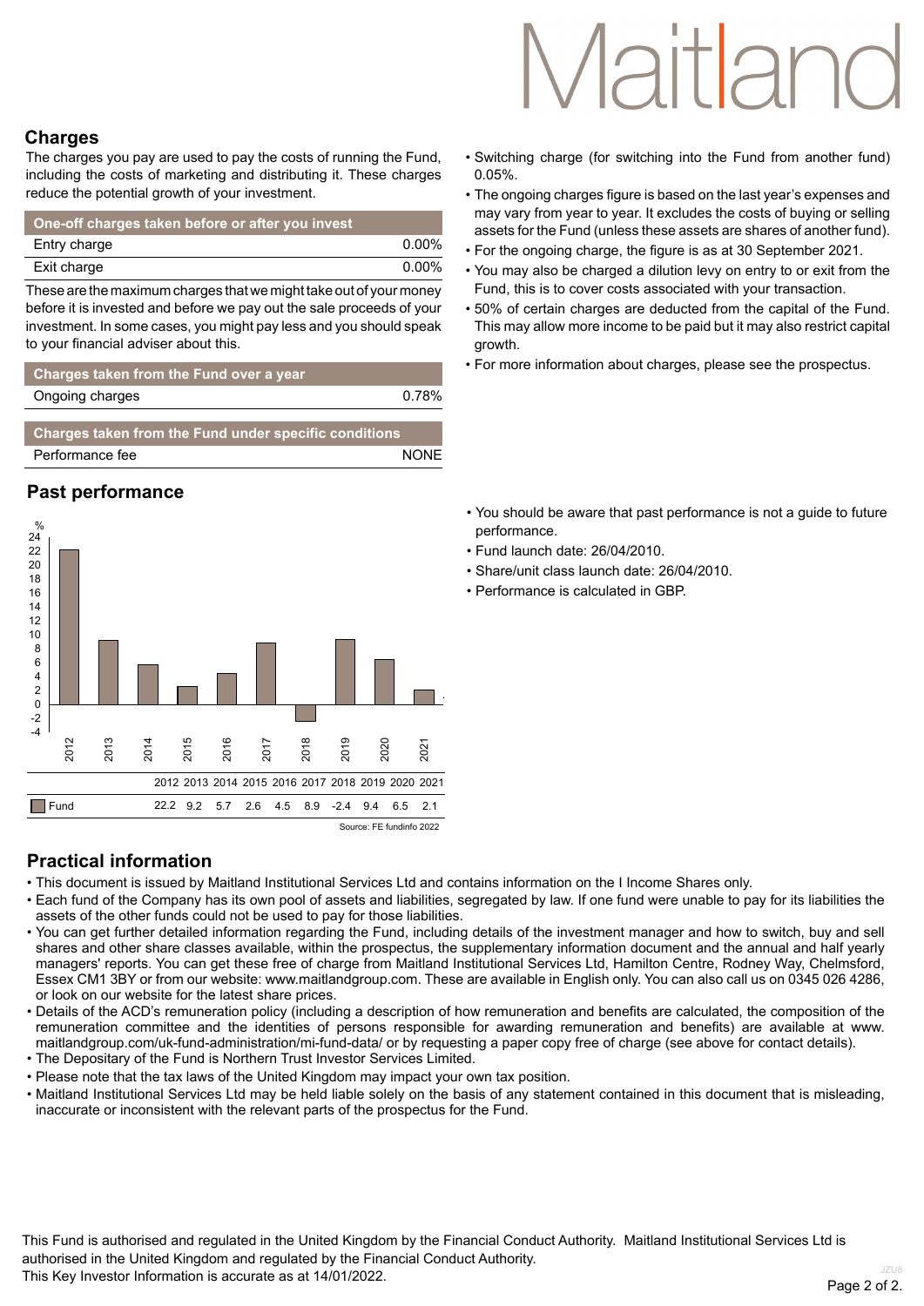Maitland

## Charges

The charges you pay are used to pay the costs of running the Fund, including the costs of marketing and distributing it. These charges reduce the potential growth of your investment.

| One-off charges taken before or after you invest | |
|---|---|
| Entry charge | 0.00% |
| Exit charge | 0.00% |

These are the maximum charges that we might take out of your money before it is invested and before we pay out the sale proceeds of your investment. In some cases, you might pay less and you should speak to your financial adviser about this.

| Charges taken from the Fund over a year | |
|---|---|
| Ongoing charges | 0.78% |

| Charges taken from the Fund under specific conditions | |
|---|---|
| Performance fee | NONE |

- Switching charge (for switching into the Fund from another fund) 0.05%.
- The ongoing charges figure is based on the last year's expenses and may vary from year to year. It excludes the costs of buying or selling assets for the Fund (unless these assets are shares of another fund).
- For the ongoing charge, the figure is as at 30 September 2021.
- You may also be charged a dilution levy on entry to or exit from the Fund, this is to cover costs associated with your transaction.
- 50% of certain charges are deducted from the capital of the Fund. This may allow more income to be paid but it may also restrict capital growth.
- For more information about charges, please see the prospectus.

## Past performance

%
24
22
20
18
16
14
12
10
8
6
4
2
0
-2
-4

2012 2013 2014 2015 2016 2017 2018 2019 2020 2021

| | 2012 | 2013 | 2014 | 2015 | 2016 | 2017 | 2018 | 2019 | 2020 | 2021 |
|---|---|---|---|---|---|---|---|---|---|---|
| Fund | 22.2 | 9.2 | 5.7 | 2.6 | 4.5 | 8.9 | -2.4 | 9.4 | 6.5 | 2.1 |

Source: FE fundinfo 2022

- You should be aware that past performance is not a guide to future performance.
- Fund launch date: 26/04/2010.
- Share/unit class launch date: 26/04/2010.
- Performance is calculated in GBP.

## Practical information

- This document is issued by Maitland Institutional Services Ltd and contains information on the I Income Shares only.
- Each fund of the Company has its own pool of assets and liabilities, segregated by law. If one fund were unable to pay for its liabilities the assets of the other funds could not be used to pay for those liabilities.
- You can get further detailed information regarding the Fund, including details of the investment manager and how to switch, buy and sell shares and other share classes available, within the prospectus, the supplementary information document and the annual and half yearly managers' reports. You can get these free of charge from Maitland Institutional Services Ltd, Hamilton Centre, Rodney Way, Chelmsford, Essex CM1 3BY or from our website: www.maitlandgroup.com. These are available in English only. You can also call us on 0345 026 4286, or look on our website for the latest share prices.
- Details of the ACD's remuneration policy (including a description of how remuneration and benefits are calculated, the composition of the remuneration committee and the identities of persons responsible for awarding remuneration and benefits) are available at www.maitlandgroup.com/uk-fund-administration/mi-fund-data/ or by requesting a paper copy free of charge (see above for contact details).
- The Depositary of the Fund is Northern Trust Investor Services Limited.
- Please note that the tax laws of the United Kingdom may impact your own tax position.
- Maitland Institutional Services Ltd may be held liable solely on the basis of any statement contained in this document that is misleading, inaccurate or inconsistent with the relevant parts of the prospectus for the Fund.

This Fund is authorised and regulated in the United Kingdom by the Financial Conduct Authority. Maitland Institutional Services Ltd is authorised in the United Kingdom and regulated by the Financial Conduct Authority.
This Key Investor Information is accurate as at 14/01/2022.